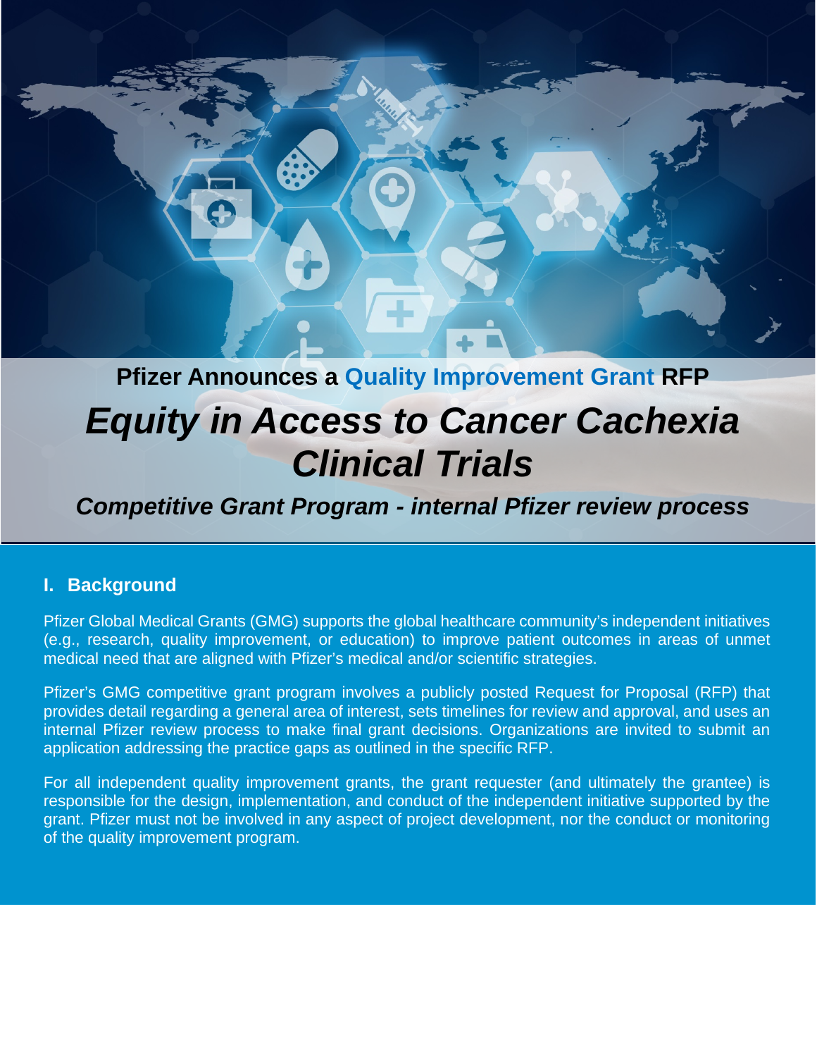Pfizer Announces a **Quality Improvement Grant** RFP

# *Equity in Access to Cancer Cachexia Clinical Trials*

***Competitive Grant Program - internal Pfizer review process***

## I. Background

Pfizer Global Medical Grants (GMG) supports the global healthcare community's independent initiatives (e.g., research, quality improvement, or education) to improve patient outcomes in areas of unmet medical need that are aligned with Pfizer's medical and/or scientific strategies.

Pfizer's GMG competitive grant program involves a publicly posted Request for Proposal (RFP) that provides detail regarding a general area of interest, sets timelines for review and approval, and uses an internal Pfizer review process to make final grant decisions. Organizations are invited to submit an application addressing the practice gaps as outlined in the specific RFP.

For all independent quality improvement grants, the grant requester (and ultimately the grantee) is responsible for the design, implementation, and conduct of the independent initiative supported by the grant. Pfizer must not be involved in any aspect of project development, nor the conduct or monitoring of the quality improvement program.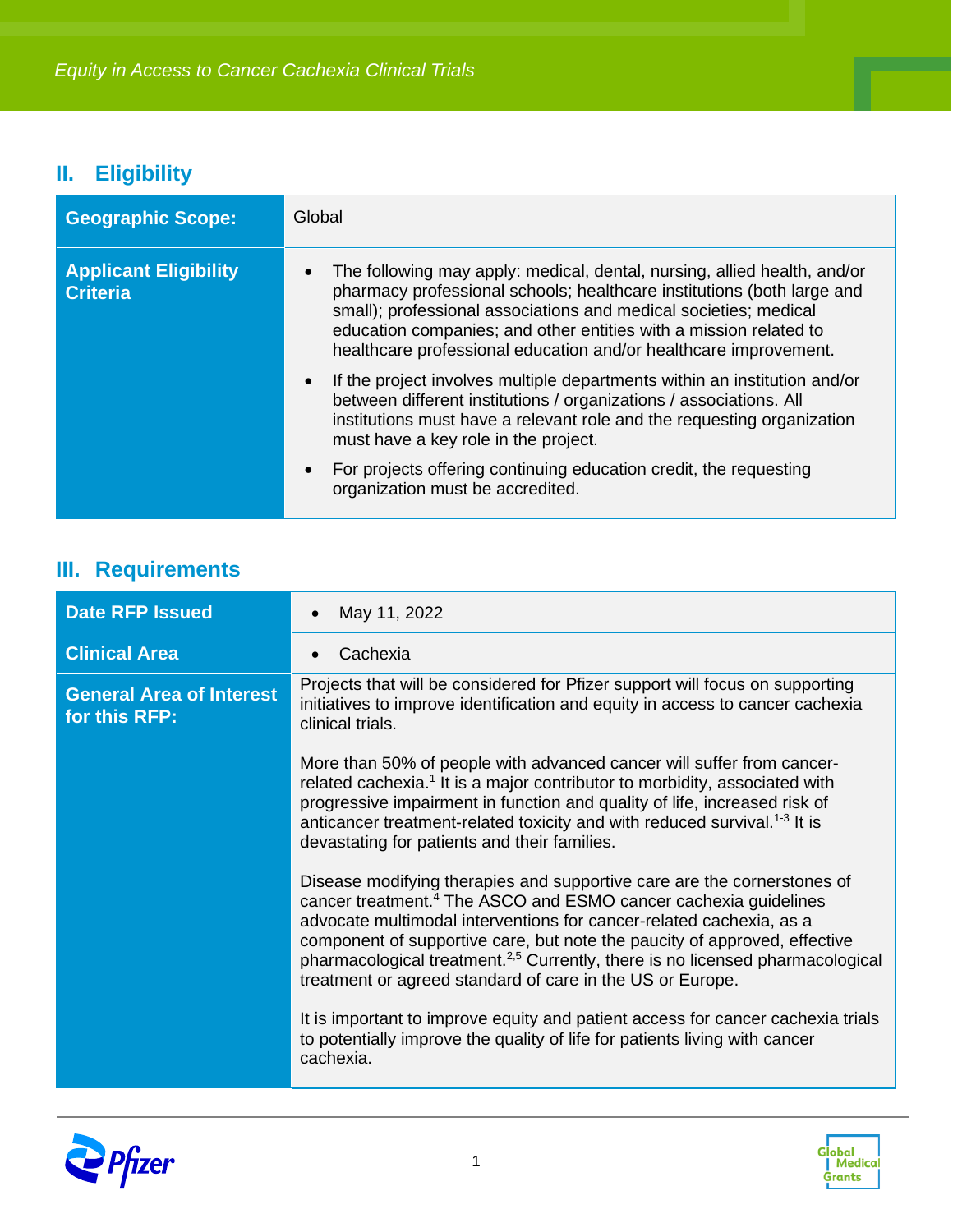## II. Eligibility

| | |
|---|---|
| **Geographic Scope:** | Global |
| **Applicant Eligibility Criteria** | • The following may apply: medical, dental, nursing, allied health, and/or pharmacy professional schools; healthcare institutions (both large and small); professional associations and medical societies; medical education companies; and other entities with a mission related to healthcare professional education and/or healthcare improvement.<br>• If the project involves multiple departments within an institution and/or between different institutions / organizations / associations. All institutions must have a relevant role and the requesting organization must have a key role in the project.<br>• For projects offering continuing education credit, the requesting organization must be accredited. |

## III. Requirements

| | |
|---|---|
| **Date RFP Issued** | • May 11, 2022 |
| **Clinical Area** | • Cachexia |
| **General Area of Interest for this RFP:** | Projects that will be considered for Pfizer support will focus on supporting initiatives to improve identification and equity in access to cancer cachexia clinical trials.<br><br>More than 50% of people with advanced cancer will suffer from cancer-related cachexia.[1] It is a major contributor to morbidity, associated with progressive impairment in function and quality of life, increased risk of anticancer treatment-related toxicity and with reduced survival.[1-3] It is devastating for patients and their families.<br><br>Disease modifying therapies and supportive care are the cornerstones of cancer treatment.[4] The ASCO and ESMO cancer cachexia guidelines advocate multimodal interventions for cancer-related cachexia, as a component of supportive care, but note the paucity of approved, effective pharmacological treatment.[2,5] Currently, there is no licensed pharmacological treatment or agreed standard of care in the US or Europe.<br><br>It is important to improve equity and patient access for cancer cachexia trials to potentially improve the quality of life for patients living with cancer cachexia. |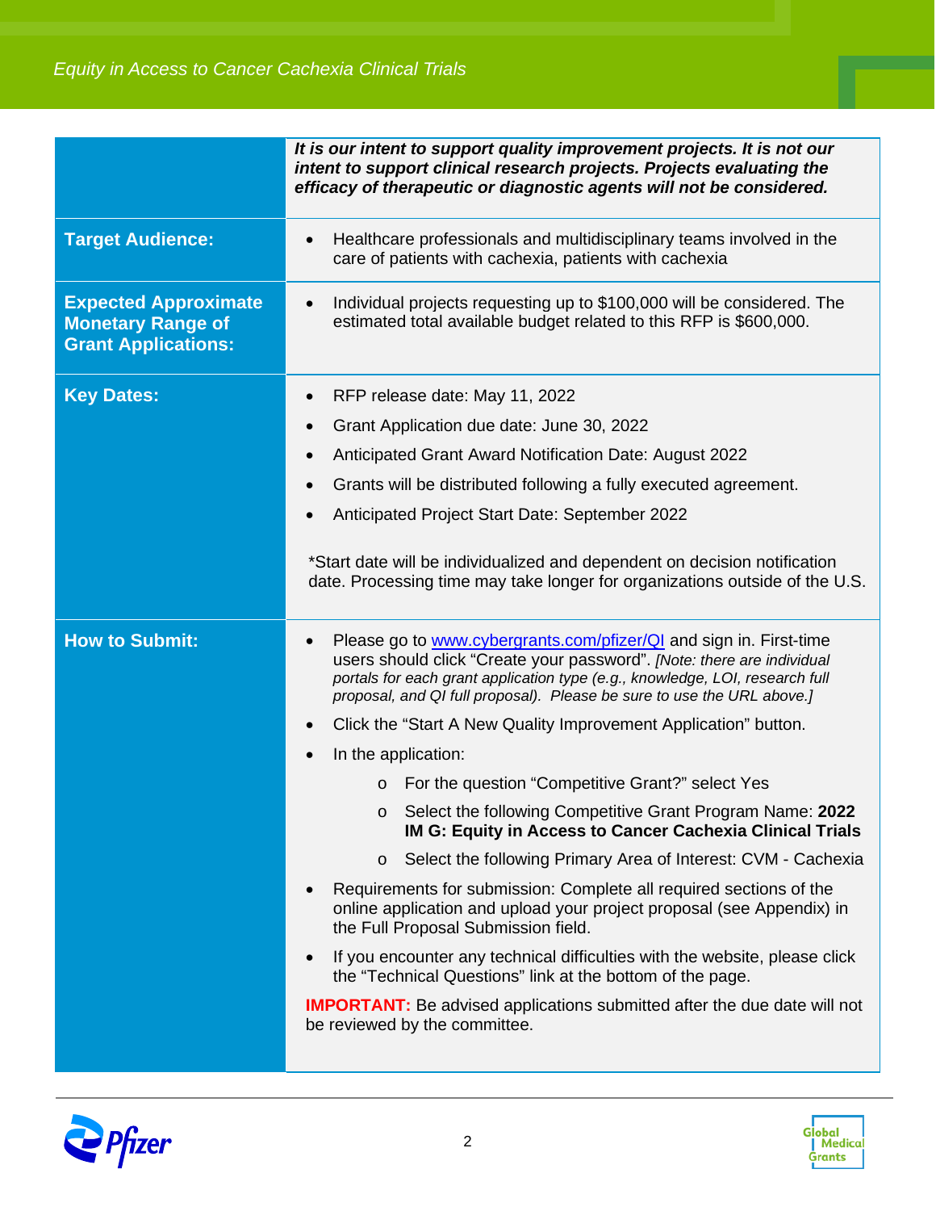| | |
|---|---|
| | ***It is our intent to support quality improvement projects. It is not our intent to support clinical research projects. Projects evaluating the efficacy of therapeutic or diagnostic agents will not be considered.*** |
| **Target Audience:** | • Healthcare professionals and multidisciplinary teams involved in the care of patients with cachexia, patients with cachexia |
| **Expected Approximate Monetary Range of Grant Applications:** | • Individual projects requesting up to $100,000 will be considered. The estimated total available budget related to this RFP is $600,000. |
| **Key Dates:** | • RFP release date: May 11, 2022<br>• Grant Application due date: June 30, 2022<br>• Anticipated Grant Award Notification Date: August 2022<br>• Grants will be distributed following a fully executed agreement.<br>• Anticipated Project Start Date: September 2022<br><br>*Start date will be individualized and dependent on decision notification date. Processing time may take longer for organizations outside of the U.S. |
| **How to Submit:** | • Please go to www.cybergrants.com/pfizer/QI and sign in. First-time users should click "Create your password". *[Note: there are individual portals for each grant application type (e.g., knowledge, LOI, research full proposal, and QI full proposal). Please be sure to use the URL above.]*<br>• Click the "Start A New Quality Improvement Application" button.<br>• In the application:<br>&nbsp;&nbsp;&nbsp;&nbsp;o For the question "Competitive Grant?" select Yes<br>&nbsp;&nbsp;&nbsp;&nbsp;o Select the following Competitive Grant Program Name: **2022 IM G: Equity in Access to Cancer Cachexia Clinical Trials**<br>&nbsp;&nbsp;&nbsp;&nbsp;o Select the following Primary Area of Interest: CVM - Cachexia<br>• Requirements for submission: Complete all required sections of the online application and upload your project proposal (see Appendix) in the Full Proposal Submission field.<br>• If you encounter any technical difficulties with the website, please click the "Technical Questions" link at the bottom of the page.<br><br>**IMPORTANT:** Be advised applications submitted after the due date will not be reviewed by the committee. |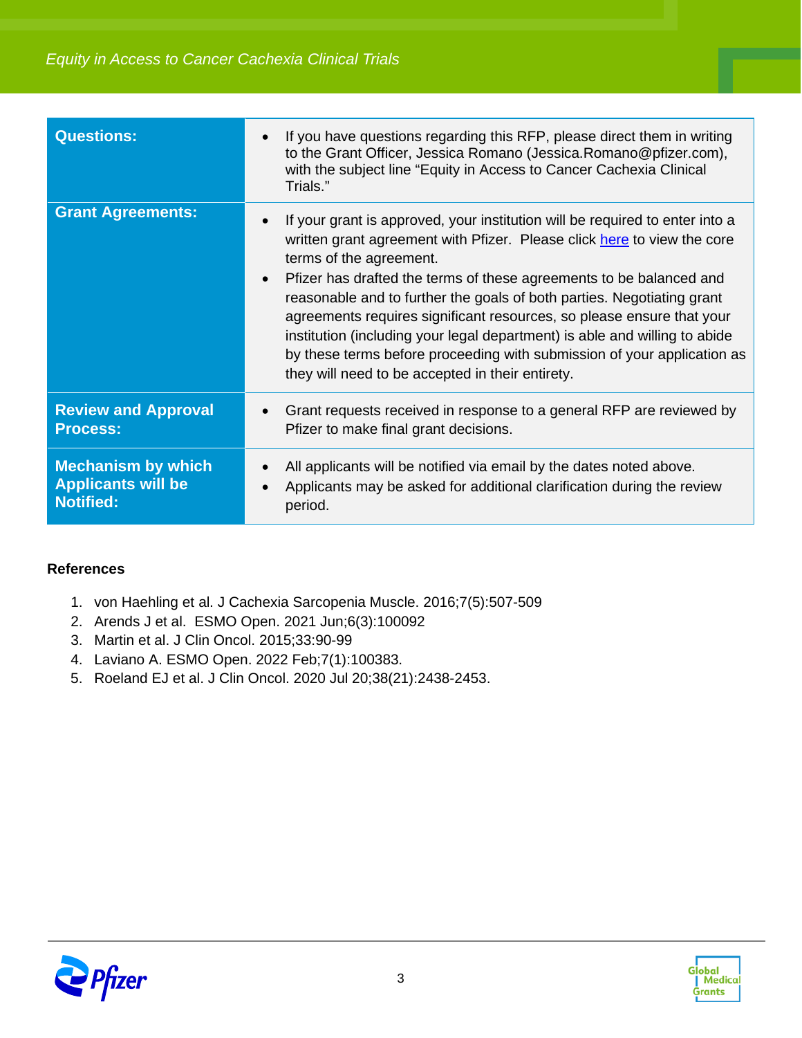| | |
|---|---|
| **Questions:** | • If you have questions regarding this RFP, please direct them in writing to the Grant Officer, Jessica Romano (Jessica.Romano@pfizer.com), with the subject line "Equity in Access to Cancer Cachexia Clinical Trials." |
| **Grant Agreements:** | • If your grant is approved, your institution will be required to enter into a written grant agreement with Pfizer. Please click here to view the core terms of the agreement.<br>• Pfizer has drafted the terms of these agreements to be balanced and reasonable and to further the goals of both parties. Negotiating grant agreements requires significant resources, so please ensure that your institution (including your legal department) is able and willing to abide by these terms before proceeding with submission of your application as they will need to be accepted in their entirety. |
| **Review and Approval Process:** | • Grant requests received in response to a general RFP are reviewed by Pfizer to make final grant decisions. |
| **Mechanism by which Applicants will be Notified:** | • All applicants will be notified via email by the dates noted above.<br>• Applicants may be asked for additional clarification during the review period. |

**References**

1. von Haehling et al. J Cachexia Sarcopenia Muscle. 2016;7(5):507-509
2. Arends J et al. ESMO Open. 2021 Jun;6(3):100092
3. Martin et al. J Clin Oncol. 2015;33:90-99
4. Laviano A. ESMO Open. 2022 Feb;7(1):100383.
5. Roeland EJ et al. J Clin Oncol. 2020 Jul 20;38(21):2438-2453.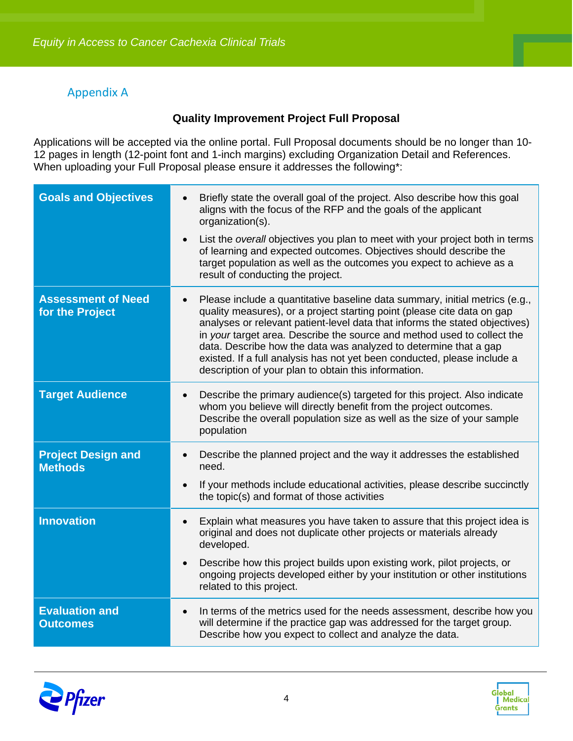## Appendix A

**Quality Improvement Project Full Proposal**

Applications will be accepted via the online portal. Full Proposal documents should be no longer than 10-12 pages in length (12-point font and 1-inch margins) excluding Organization Detail and References. When uploading your Full Proposal please ensure it addresses the following*:

| | |
|---|---|
| **Goals and Objectives** | • Briefly state the overall goal of the project. Also describe how this goal aligns with the focus of the RFP and the goals of the applicant organization(s).<br>• List the *overall* objectives you plan to meet with your project both in terms of learning and expected outcomes. Objectives should describe the target population as well as the outcomes you expect to achieve as a result of conducting the project. |
| **Assessment of Need for the Project** | • Please include a quantitative baseline data summary, initial metrics (e.g., quality measures), or a project starting point (please cite data on gap analyses or relevant patient-level data that informs the stated objectives) in *your* target area. Describe the source and method used to collect the data. Describe how the data was analyzed to determine that a gap existed. If a full analysis has not yet been conducted, please include a description of your plan to obtain this information. |
| **Target Audience** | • Describe the primary audience(s) targeted for this project. Also indicate whom you believe will directly benefit from the project outcomes. Describe the overall population size as well as the size of your sample population |
| **Project Design and Methods** | • Describe the planned project and the way it addresses the established need.<br>• If your methods include educational activities, please describe succinctly the topic(s) and format of those activities |
| **Innovation** | • Explain what measures you have taken to assure that this project idea is original and does not duplicate other projects or materials already developed.<br>• Describe how this project builds upon existing work, pilot projects, or ongoing projects developed either by your institution or other institutions related to this project. |
| **Evaluation and Outcomes** | • In terms of the metrics used for the needs assessment, describe how you will determine if the practice gap was addressed for the target group. Describe how you expect to collect and analyze the data. |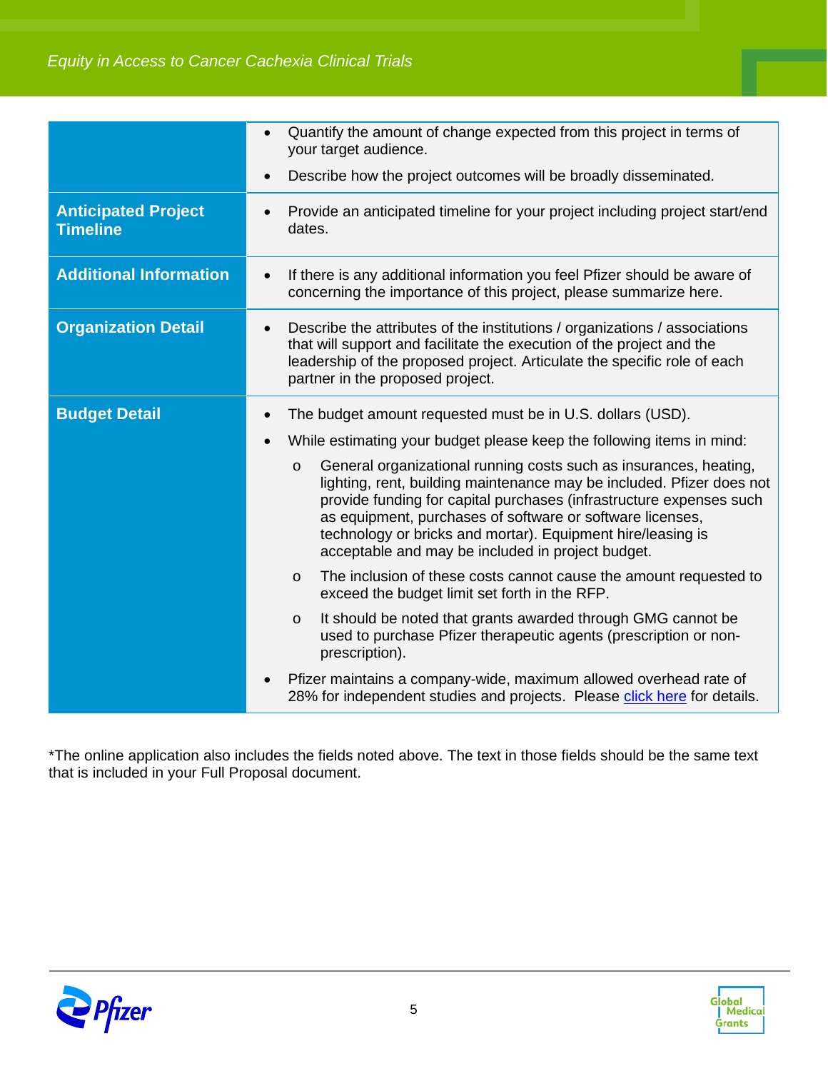| | |
|---|---|
| | • Quantify the amount of change expected from this project in terms of your target audience.<br>• Describe how the project outcomes will be broadly disseminated. |
| **Anticipated Project Timeline** | • Provide an anticipated timeline for your project including project start/end dates. |
| **Additional Information** | • If there is any additional information you feel Pfizer should be aware of concerning the importance of this project, please summarize here. |
| **Organization Detail** | • Describe the attributes of the institutions / organizations / associations that will support and facilitate the execution of the project and the leadership of the proposed project. Articulate the specific role of each partner in the proposed project. |
| **Budget Detail** | • The budget amount requested must be in U.S. dollars (USD).<br>• While estimating your budget please keep the following items in mind:<br>&nbsp;&nbsp;&nbsp;o General organizational running costs such as insurances, heating, lighting, rent, building maintenance may be included. Pfizer does not provide funding for capital purchases (infrastructure expenses such as equipment, purchases of software or software licenses, technology or bricks and mortar). Equipment hire/leasing is acceptable and may be included in project budget.<br>&nbsp;&nbsp;&nbsp;o The inclusion of these costs cannot cause the amount requested to exceed the budget limit set forth in the RFP.<br>&nbsp;&nbsp;&nbsp;o It should be noted that grants awarded through GMG cannot be used to purchase Pfizer therapeutic agents (prescription or non-prescription).<br>• Pfizer maintains a company-wide, maximum allowed overhead rate of 28% for independent studies and projects. Please click here for details. |

*The online application also includes the fields noted above. The text in those fields should be the same text that is included in your Full Proposal document.